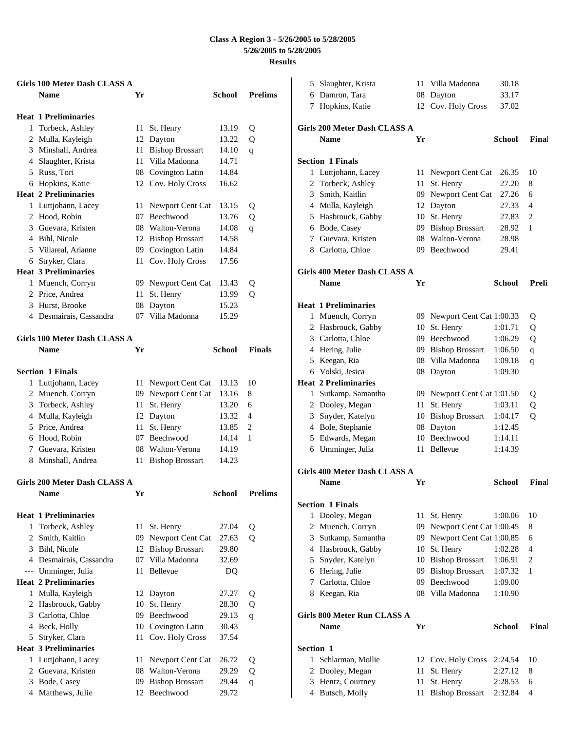# Class A Region 3 - 5/26/2005 to 5/28/2005

**5/26/2005 to 5/28/2005**

**Results**

### Girls 100 Meter Dash CLASS A

| | Name | Yr | School | Prelims | |
|---|---|---|---|---|---|
| **Heat 1 Preliminaries** | | | | | |
| 1 | Torbeck, Ashley | 11 | St. Henry | 13.19 | Q |
| 2 | Mulla, Kayleigh | 12 | Dayton | 13.22 | Q |
| 3 | Minshall, Andrea | 11 | Bishop Brossart | 14.10 | q |
| 4 | Slaughter, Krista | 11 | Villa Madonna | 14.71 | |
| 5 | Russ, Tori | 08 | Covington Latin | 14.84 | |
| 6 | Hopkins, Katie | 12 | Cov. Holy Cross | 16.62 | |
| **Heat 2 Preliminaries** | | | | | |
| 1 | Luttjohann, Lacey | 11 | Newport Cent Cat | 13.15 | Q |
| 2 | Hood, Robin | 07 | Beechwood | 13.76 | Q |
| 3 | Guevara, Kristen | 08 | Walton-Verona | 14.08 | q |
| 4 | Bihl, Nicole | 12 | Bishop Brossart | 14.58 | |
| 5 | Villareal, Arianne | 09 | Covington Latin | 14.84 | |
| 6 | Stryker, Clara | 11 | Cov. Holy Cross | 17.56 | |
| **Heat 3 Preliminaries** | | | | | |
| 1 | Muench, Corryn | 09 | Newport Cent Cat | 13.43 | Q |
| 2 | Price, Andrea | 11 | St. Henry | 13.99 | Q |
| 3 | Hurst, Brooke | 08 | Dayton | 15.23 | |
| 4 | Desmairais, Cassandra | 07 | Villa Madonna | 15.29 | |

### Girls 100 Meter Dash CLASS A

| | Name | Yr | School | Finals | |
|---|---|---|---|---|---|
| **Section 1 Finals** | | | | | |
| 1 | Luttjohann, Lacey | 11 | Newport Cent Cat | 13.13 | 10 |
| 2 | Muench, Corryn | 09 | Newport Cent Cat | 13.16 | 8 |
| 3 | Torbeck, Ashley | 11 | St. Henry | 13.20 | 6 |
| 4 | Mulla, Kayleigh | 12 | Dayton | 13.32 | 4 |
| 5 | Price, Andrea | 11 | St. Henry | 13.85 | 2 |
| 6 | Hood, Robin | 07 | Beechwood | 14.14 | 1 |
| 7 | Guevara, Kristen | 08 | Walton-Verona | 14.19 | |
| 8 | Minshall, Andrea | 11 | Bishop Brossart | 14.23 | |

### Girls 200 Meter Dash CLASS A

| | Name | Yr | School | Prelims | |
|---|---|---|---|---|---|
| **Heat 1 Preliminaries** | | | | | |
| 1 | Torbeck, Ashley | 11 | St. Henry | 27.04 | Q |
| 2 | Smith, Kaitlin | 09 | Newport Cent Cat | 27.63 | Q |
| 3 | Bihl, Nicole | 12 | Bishop Brossart | 29.80 | |
| 4 | Desmairais, Cassandra | 07 | Villa Madonna | 32.69 | |
| --- | Umminger, Julia | 11 | Bellevue | DQ | |
| **Heat 2 Preliminaries** | | | | | |
| 1 | Mulla, Kayleigh | 12 | Dayton | 27.27 | Q |
| 2 | Hasbrouck, Gabby | 10 | St. Henry | 28.30 | Q |
| 3 | Carlotta, Chloe | 09 | Beechwood | 29.13 | q |
| 4 | Beck, Holly | 10 | Covington Latin | 30.43 | |
| 5 | Stryker, Clara | 11 | Cov. Holy Cross | 37.54 | |
| **Heat 3 Preliminaries** | | | | | |
| 1 | Luttjohann, Lacey | 11 | Newport Cent Cat | 26.72 | Q |
| 2 | Guevara, Kristen | 08 | Walton-Verona | 29.29 | Q |
| 3 | Bode, Casey | 09 | Bishop Brossart | 29.44 | q |
| 4 | Matthews, Julie | 12 | Beechwood | 29.72 | |
| 5 | Slaughter, Krista | 11 | Villa Madonna | 30.18 | |
| 6 | Damron, Tara | 08 | Dayton | 33.17 | |
| 7 | Hopkins, Katie | 12 | Cov. Holy Cross | 37.02 | |

### Girls 200 Meter Dash CLASS A

| | Name | Yr | School | Finals | |
|---|---|---|---|---|---|
| **Section 1 Finals** | | | | | |
| 1 | Luttjohann, Lacey | 11 | Newport Cent Cat | 26.35 | 10 |
| 2 | Torbeck, Ashley | 11 | St. Henry | 27.20 | 8 |
| 3 | Smith, Kaitlin | 09 | Newport Cent Cat | 27.26 | 6 |
| 4 | Mulla, Kayleigh | 12 | Dayton | 27.33 | 4 |
| 5 | Hasbrouck, Gabby | 10 | St. Henry | 27.83 | 2 |
| 6 | Bode, Casey | 09 | Bishop Brossart | 28.92 | 1 |
| 7 | Guevara, Kristen | 08 | Walton-Verona | 28.98 | |
| 8 | Carlotta, Chloe | 09 | Beechwood | 29.41 | |

### Girls 400 Meter Dash CLASS A

| | Name | Yr | School | Prelims | |
|---|---|---|---|---|---|
| **Heat 1 Preliminaries** | | | | | |
| 1 | Muench, Corryn | 09 | Newport Cent Cat | 1:00.33 | Q |
| 2 | Hasbrouck, Gabby | 10 | St. Henry | 1:01.71 | Q |
| 3 | Carlotta, Chloe | 09 | Beechwood | 1:06.29 | Q |
| 4 | Hering, Julie | 09 | Bishop Brossart | 1:06.50 | q |
| 5 | Keegan, Ria | 08 | Villa Madonna | 1:09.18 | q |
| 6 | Volski, Jesica | 08 | Dayton | 1:09.30 | |
| **Heat 2 Preliminaries** | | | | | |
| 1 | Sutkamp, Samantha | 09 | Newport Cent Cat | 1:01.50 | Q |
| 2 | Dooley, Megan | 11 | St. Henry | 1:03.11 | Q |
| 3 | Snyder, Katelyn | 10 | Bishop Brossart | 1:04.17 | Q |
| 4 | Bole, Stephanie | 08 | Dayton | 1:12.45 | |
| 5 | Edwards, Megan | 10 | Beechwood | 1:14.11 | |
| 6 | Umminger, Julia | 11 | Bellevue | 1:14.39 | |

### Girls 400 Meter Dash CLASS A

| | Name | Yr | School | Finals | |
|---|---|---|---|---|---|
| **Section 1 Finals** | | | | | |
| 1 | Dooley, Megan | 11 | St. Henry | 1:00.06 | 10 |
| 2 | Muench, Corryn | 09 | Newport Cent Cat | 1:00.45 | 8 |
| 3 | Sutkamp, Samantha | 09 | Newport Cent Cat | 1:00.85 | 6 |
| 4 | Hasbrouck, Gabby | 10 | St. Henry | 1:02.28 | 4 |
| 5 | Snyder, Katelyn | 10 | Bishop Brossart | 1:06.91 | 2 |
| 6 | Hering, Julie | 09 | Bishop Brossart | 1:07.32 | 1 |
| 7 | Carlotta, Chloe | 09 | Beechwood | 1:09.00 | |
| 8 | Keegan, Ria | 08 | Villa Madonna | 1:10.90 | |

### Girls 800 Meter Run CLASS A

| | Name | Yr | School | Finals | |
|---|---|---|---|---|---|
| **Section 1** | | | | | |
| 1 | Schlarman, Mollie | 12 | Cov. Holy Cross | 2:24.54 | 10 |
| 2 | Dooley, Megan | 11 | St. Henry | 2:27.12 | 8 |
| 3 | Hentz, Courtney | 11 | St. Henry | 2:28.53 | 6 |
| 4 | Butsch, Molly | 11 | Bishop Brossart | 2:32.84 | 4 |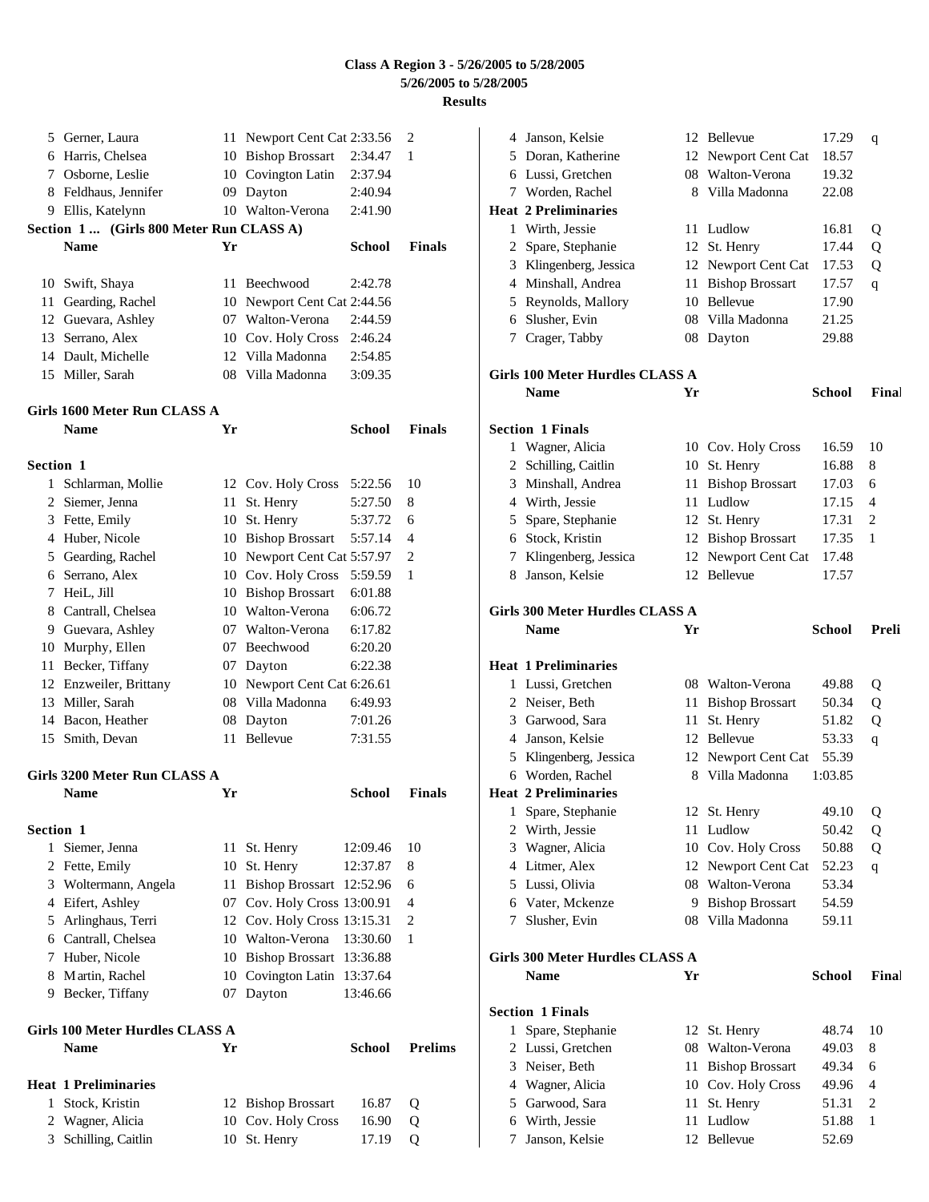# Class A Region 3 - 5/26/2005 to 5/28/2005
## 5/26/2005 to 5/28/2005
## Results

| | Name | Yr | School | Finals | |
|---|---|---|---|---|---|
| 5 | Gerner, Laura | 11 | Newport Cent Cat | 2:33.56 | 2 |
| 6 | Harris, Chelsea | 10 | Bishop Brossart | 2:34.47 | 1 |
| 7 | Osborne, Leslie | 10 | Covington Latin | 2:37.94 | |
| 8 | Feldhaus, Jennifer | 09 | Dayton | 2:40.94 | |
| 9 | Ellis, Katelynn | 10 | Walton-Verona | 2:41.90 | |

**Section 1 ... (Girls 800 Meter Run CLASS A)**

| | Name | Yr | School | Finals |
|---|---|---|---|---|
| 10 | Swift, Shaya | 11 | Beechwood | 2:42.78 |
| 11 | Gearding, Rachel | 10 | Newport Cent Cat | 2:44.56 |
| 12 | Guevara, Ashley | 07 | Walton-Verona | 2:44.59 |
| 13 | Serrano, Alex | 10 | Cov. Holy Cross | 2:46.24 |
| 14 | Dault, Michelle | 12 | Villa Madonna | 2:54.85 |
| 15 | Miller, Sarah | 08 | Villa Madonna | 3:09.35 |

### Girls 1600 Meter Run CLASS A

**Section 1**

| | Name | Yr | School | Finals | |
|---|---|---|---|---|---|
| 1 | Schlarman, Mollie | 12 | Cov. Holy Cross | 5:22.56 | 10 |
| 2 | Siemer, Jenna | 11 | St. Henry | 5:27.50 | 8 |
| 3 | Fette, Emily | 10 | St. Henry | 5:37.72 | 6 |
| 4 | Huber, Nicole | 10 | Bishop Brossart | 5:57.14 | 4 |
| 5 | Gearding, Rachel | 10 | Newport Cent Cat | 5:57.97 | 2 |
| 6 | Serrano, Alex | 10 | Cov. Holy Cross | 5:59.59 | 1 |
| 7 | HeiL, Jill | 10 | Bishop Brossart | 6:01.88 | |
| 8 | Cantrall, Chelsea | 10 | Walton-Verona | 6:06.72 | |
| 9 | Guevara, Ashley | 07 | Walton-Verona | 6:17.82 | |
| 10 | Murphy, Ellen | 07 | Beechwood | 6:20.20 | |
| 11 | Becker, Tiffany | 07 | Dayton | 6:22.38 | |
| 12 | Enzweiler, Brittany | 10 | Newport Cent Cat | 6:26.61 | |
| 13 | Miller, Sarah | 08 | Villa Madonna | 6:49.93 | |
| 14 | Bacon, Heather | 08 | Dayton | 7:01.26 | |
| 15 | Smith, Devan | 11 | Bellevue | 7:31.55 | |

### Girls 3200 Meter Run CLASS A

**Section 1**

| | Name | Yr | School | Finals | |
|---|---|---|---|---|---|
| 1 | Siemer, Jenna | 11 | St. Henry | 12:09.46 | 10 |
| 2 | Fette, Emily | 10 | St. Henry | 12:37.87 | 8 |
| 3 | Woltermann, Angela | 11 | Bishop Brossart | 12:52.96 | 6 |
| 4 | Eifert, Ashley | 07 | Cov. Holy Cross | 13:00.91 | 4 |
| 5 | Arlinghaus, Terri | 12 | Cov. Holy Cross | 13:15.31 | 2 |
| 6 | Cantrall, Chelsea | 10 | Walton-Verona | 13:30.60 | 1 |
| 7 | Huber, Nicole | 10 | Bishop Brossart | 13:36.88 | |
| 8 | Martin, Rachel | 10 | Covington Latin | 13:37.64 | |
| 9 | Becker, Tiffany | 07 | Dayton | 13:46.66 | |

### Girls 100 Meter Hurdles CLASS A

**Heat 1 Preliminaries**

| | Name | Yr | School | Prelims | |
|---|---|---|---|---|---|
| 1 | Stock, Kristin | 12 | Bishop Brossart | 16.87 | Q |
| 2 | Wagner, Alicia | 10 | Cov. Holy Cross | 16.90 | Q |
| 3 | Schilling, Caitlin | 10 | St. Henry | 17.19 | Q |
| 4 | Janson, Kelsie | 12 | Bellevue | 17.29 | q |
| 5 | Doran, Katherine | 12 | Newport Cent Cat | 18.57 | |
| 6 | Lussi, Gretchen | 08 | Walton-Verona | 19.32 | |
| 7 | Worden, Rachel | 8 | Villa Madonna | 22.08 | |

**Heat 2 Preliminaries**

| | Name | Yr | School | Prelims | |
|---|---|---|---|---|---|
| 1 | Wirth, Jessie | 11 | Ludlow | 16.81 | Q |
| 2 | Spare, Stephanie | 12 | St. Henry | 17.44 | Q |
| 3 | Klingenberg, Jessica | 12 | Newport Cent Cat | 17.53 | Q |
| 4 | Minshall, Andrea | 11 | Bishop Brossart | 17.57 | q |
| 5 | Reynolds, Mallory | 10 | Bellevue | 17.90 | |
| 6 | Slusher, Evin | 08 | Villa Madonna | 21.25 | |
| 7 | Crager, Tabby | 08 | Dayton | 29.88 | |

### Girls 100 Meter Hurdles CLASS A

**Section 1 Finals**

| | Name | Yr | School | Finals | |
|---|---|---|---|---|---|
| 1 | Wagner, Alicia | 10 | Cov. Holy Cross | 16.59 | 10 |
| 2 | Schilling, Caitlin | 10 | St. Henry | 16.88 | 8 |
| 3 | Minshall, Andrea | 11 | Bishop Brossart | 17.03 | 6 |
| 4 | Wirth, Jessie | 11 | Ludlow | 17.15 | 4 |
| 5 | Spare, Stephanie | 12 | St. Henry | 17.31 | 2 |
| 6 | Stock, Kristin | 12 | Bishop Brossart | 17.35 | 1 |
| 7 | Klingenberg, Jessica | 12 | Newport Cent Cat | 17.48 | |
| 8 | Janson, Kelsie | 12 | Bellevue | 17.57 | |

### Girls 300 Meter Hurdles CLASS A

**Heat 1 Preliminaries**

| | Name | Yr | School | Prelims | |
|---|---|---|---|---|---|
| 1 | Lussi, Gretchen | 08 | Walton-Verona | 49.88 | Q |
| 2 | Neiser, Beth | 11 | Bishop Brossart | 50.34 | Q |
| 3 | Garwood, Sara | 11 | St. Henry | 51.82 | Q |
| 4 | Janson, Kelsie | 12 | Bellevue | 53.33 | q |
| 5 | Klingenberg, Jessica | 12 | Newport Cent Cat | 55.39 | |
| 6 | Worden, Rachel | 8 | Villa Madonna | 1:03.85 | |

**Heat 2 Preliminaries**

| | Name | Yr | School | Prelims | |
|---|---|---|---|---|---|
| 1 | Spare, Stephanie | 12 | St. Henry | 49.10 | Q |
| 2 | Wirth, Jessie | 11 | Ludlow | 50.42 | Q |
| 3 | Wagner, Alicia | 10 | Cov. Holy Cross | 50.88 | Q |
| 4 | Litmer, Alex | 12 | Newport Cent Cat | 52.23 | q |
| 5 | Lussi, Olivia | 08 | Walton-Verona | 53.34 | |
| 6 | Vater, Mckenze | 9 | Bishop Brossart | 54.59 | |
| 7 | Slusher, Evin | 08 | Villa Madonna | 59.11 | |

### Girls 300 Meter Hurdles CLASS A

**Section 1 Finals**

| | Name | Yr | School | Finals | |
|---|---|---|---|---|---|
| 1 | Spare, Stephanie | 12 | St. Henry | 48.74 | 10 |
| 2 | Lussi, Gretchen | 08 | Walton-Verona | 49.03 | 8 |
| 3 | Neiser, Beth | 11 | Bishop Brossart | 49.34 | 6 |
| 4 | Wagner, Alicia | 10 | Cov. Holy Cross | 49.96 | 4 |
| 5 | Garwood, Sara | 11 | St. Henry | 51.31 | 2 |
| 6 | Wirth, Jessie | 11 | Ludlow | 51.88 | 1 |
| 7 | Janson, Kelsie | 12 | Bellevue | 52.69 | |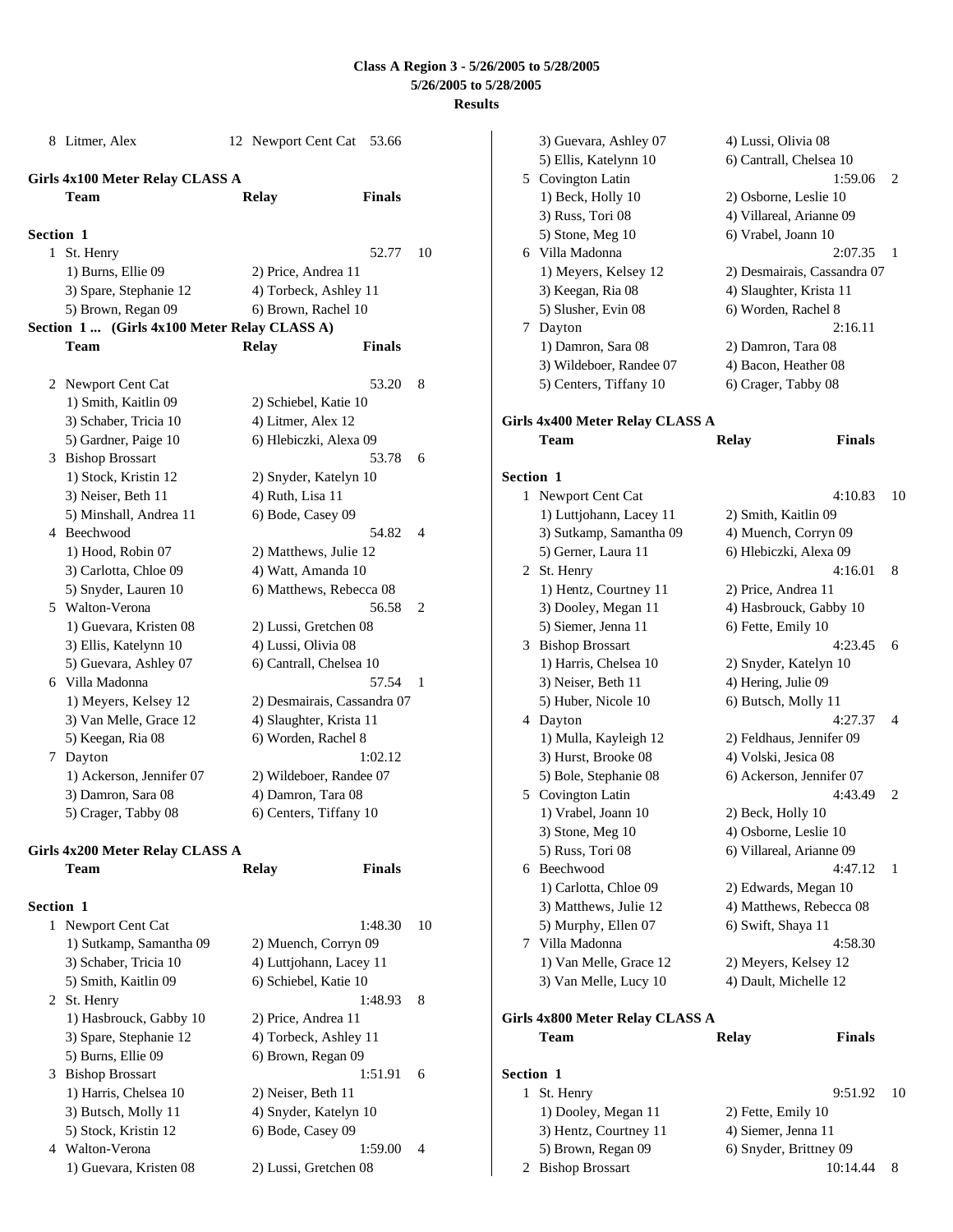# Class A Region 3 - 5/26/2005 to 5/28/2005
## 5/26/2005 to 5/28/2005
### Results

8 Litmer, Alex 12 Newport Cent Cat 53.66

**Girls 4x100 Meter Relay CLASS A**

| | Team | Relay | Finals | |
|---|---|---|---|---|
| **Section 1** | | | | |
| 1 | St. Henry | | 52.77 | 10 |
| | 1) Burns, Ellie 09 | 2) Price, Andrea 11 | | |
| | 3) Spare, Stephanie 12 | 4) Torbeck, Ashley 11 | | |
| | 5) Brown, Regan 09 | 6) Brown, Rachel 10 | | |
| 2 | Newport Cent Cat | | 53.20 | 8 |
| | 1) Smith, Kaitlin 09 | 2) Schiebel, Katie 10 | | |
| | 3) Schaber, Tricia 10 | 4) Litmer, Alex 12 | | |
| | 5) Gardner, Paige 10 | 6) Hlebiczki, Alexa 09 | | |
| 3 | Bishop Brossart | | 53.78 | 6 |
| | 1) Stock, Kristin 12 | 2) Snyder, Katelyn 10 | | |
| | 3) Neiser, Beth 11 | 4) Ruth, Lisa 11 | | |
| | 5) Minshall, Andrea 11 | 6) Bode, Casey 09 | | |
| 4 | Beechwood | | 54.82 | 4 |
| | 1) Hood, Robin 07 | 2) Matthews, Julie 12 | | |
| | 3) Carlotta, Chloe 09 | 4) Watt, Amanda 10 | | |
| | 5) Snyder, Lauren 10 | 6) Matthews, Rebecca 08 | | |
| 5 | Walton-Verona | | 56.58 | 2 |
| | 1) Guevara, Kristen 08 | 2) Lussi, Gretchen 08 | | |
| | 3) Ellis, Katelynn 10 | 4) Lussi, Olivia 08 | | |
| | 5) Guevara, Ashley 07 | 6) Cantrall, Chelsea 10 | | |
| 6 | Villa Madonna | | 57.54 | 1 |
| | 1) Meyers, Kelsey 12 | 2) Desmairais, Cassandra 07 | | |
| | 3) Van Melle, Grace 12 | 4) Slaughter, Krista 11 | | |
| | 5) Keegan, Ria 08 | 6) Worden, Rachel 8 | | |
| 7 | Dayton | | 1:02.12 | |
| | 1) Ackerson, Jennifer 07 | 2) Wildeboer, Randee 07 | | |
| | 3) Damron, Sara 08 | 4) Damron, Tara 08 | | |
| | 5) Crager, Tabby 08 | 6) Centers, Tiffany 10 | | |

**Girls 4x200 Meter Relay CLASS A**

| | Team | Relay | Finals | |
|---|---|---|---|---|
| **Section 1** | | | | |
| 1 | Newport Cent Cat | | 1:48.30 | 10 |
| | 1) Sutkamp, Samantha 09 | 2) Muench, Corryn 09 | | |
| | 3) Schaber, Tricia 10 | 4) Luttjohann, Lacey 11 | | |
| | 5) Smith, Kaitlin 09 | 6) Schiebel, Katie 10 | | |
| 2 | St. Henry | | 1:48.93 | 8 |
| | 1) Hasbrouck, Gabby 10 | 2) Price, Andrea 11 | | |
| | 3) Spare, Stephanie 12 | 4) Torbeck, Ashley 11 | | |
| | 5) Burns, Ellie 09 | 6) Brown, Regan 09 | | |
| 3 | Bishop Brossart | | 1:51.91 | 6 |
| | 1) Harris, Chelsea 10 | 2) Neiser, Beth 11 | | |
| | 3) Butsch, Molly 11 | 4) Snyder, Katelyn 10 | | |
| | 5) Stock, Kristin 12 | 6) Bode, Casey 09 | | |
| 4 | Walton-Verona | | 1:59.00 | 4 |
| | 1) Guevara, Kristen 08 | 2) Lussi, Gretchen 08 | | |
| | 3) Guevara, Ashley 07 | 4) Lussi, Olivia 08 | | |
| | 5) Ellis, Katelynn 10 | 6) Cantrall, Chelsea 10 | | |
| 5 | Covington Latin | | 1:59.06 | 2 |
| | 1) Beck, Holly 10 | 2) Osborne, Leslie 10 | | |
| | 3) Russ, Tori 08 | 4) Villareal, Arianne 09 | | |
| | 5) Stone, Meg 10 | 6) Vrabel, Joann 10 | | |
| 6 | Villa Madonna | | 2:07.35 | 1 |
| | 1) Meyers, Kelsey 12 | 2) Desmairais, Cassandra 07 | | |
| | 3) Keegan, Ria 08 | 4) Slaughter, Krista 11 | | |
| | 5) Slusher, Evin 08 | 6) Worden, Rachel 8 | | |
| 7 | Dayton | | 2:16.11 | |
| | 1) Damron, Sara 08 | 2) Damron, Tara 08 | | |
| | 3) Wildeboer, Randee 07 | 4) Bacon, Heather 08 | | |
| | 5) Centers, Tiffany 10 | 6) Crager, Tabby 08 | | |

**Girls 4x400 Meter Relay CLASS A**

| | Team | Relay | Finals | |
|---|---|---|---|---|
| **Section 1** | | | | |
| 1 | Newport Cent Cat | | 4:10.83 | 10 |
| | 1) Luttjohann, Lacey 11 | 2) Smith, Kaitlin 09 | | |
| | 3) Sutkamp, Samantha 09 | 4) Muench, Corryn 09 | | |
| | 5) Gerner, Laura 11 | 6) Hlebiczki, Alexa 09 | | |
| 2 | St. Henry | | 4:16.01 | 8 |
| | 1) Hentz, Courtney 11 | 2) Price, Andrea 11 | | |
| | 3) Dooley, Megan 11 | 4) Hasbrouck, Gabby 10 | | |
| | 5) Siemer, Jenna 11 | 6) Fette, Emily 10 | | |
| 3 | Bishop Brossart | | 4:23.45 | 6 |
| | 1) Harris, Chelsea 10 | 2) Snyder, Katelyn 10 | | |
| | 3) Neiser, Beth 11 | 4) Hering, Julie 09 | | |
| | 5) Huber, Nicole 10 | 6) Butsch, Molly 11 | | |
| 4 | Dayton | | 4:27.37 | 4 |
| | 1) Mulla, Kayleigh 12 | 2) Feldhaus, Jennifer 09 | | |
| | 3) Hurst, Brooke 08 | 4) Volski, Jesica 08 | | |
| | 5) Bole, Stephanie 08 | 6) Ackerson, Jennifer 07 | | |
| 5 | Covington Latin | | 4:43.49 | 2 |
| | 1) Vrabel, Joann 10 | 2) Beck, Holly 10 | | |
| | 3) Stone, Meg 10 | 4) Osborne, Leslie 10 | | |
| | 5) Russ, Tori 08 | 6) Villareal, Arianne 09 | | |
| 6 | Beechwood | | 4:47.12 | 1 |
| | 1) Carlotta, Chloe 09 | 2) Edwards, Megan 10 | | |
| | 3) Matthews, Julie 12 | 4) Matthews, Rebecca 08 | | |
| | 5) Murphy, Ellen 07 | 6) Swift, Shaya 11 | | |
| 7 | Villa Madonna | | 4:58.30 | |
| | 1) Van Melle, Grace 12 | 2) Meyers, Kelsey 12 | | |
| | 3) Van Melle, Lucy 10 | 4) Dault, Michelle 12 | | |

**Girls 4x800 Meter Relay CLASS A**

| | Team | Relay | Finals | |
|---|---|---|---|---|
| **Section 1** | | | | |
| 1 | St. Henry | | 9:51.92 | 10 |
| | 1) Dooley, Megan 11 | 2) Fette, Emily 10 | | |
| | 3) Hentz, Courtney 11 | 4) Siemer, Jenna 11 | | |
| | 5) Brown, Regan 09 | 6) Snyder, Brittney 09 | | |
| 2 | Bishop Brossart | | 10:14.44 | 8 |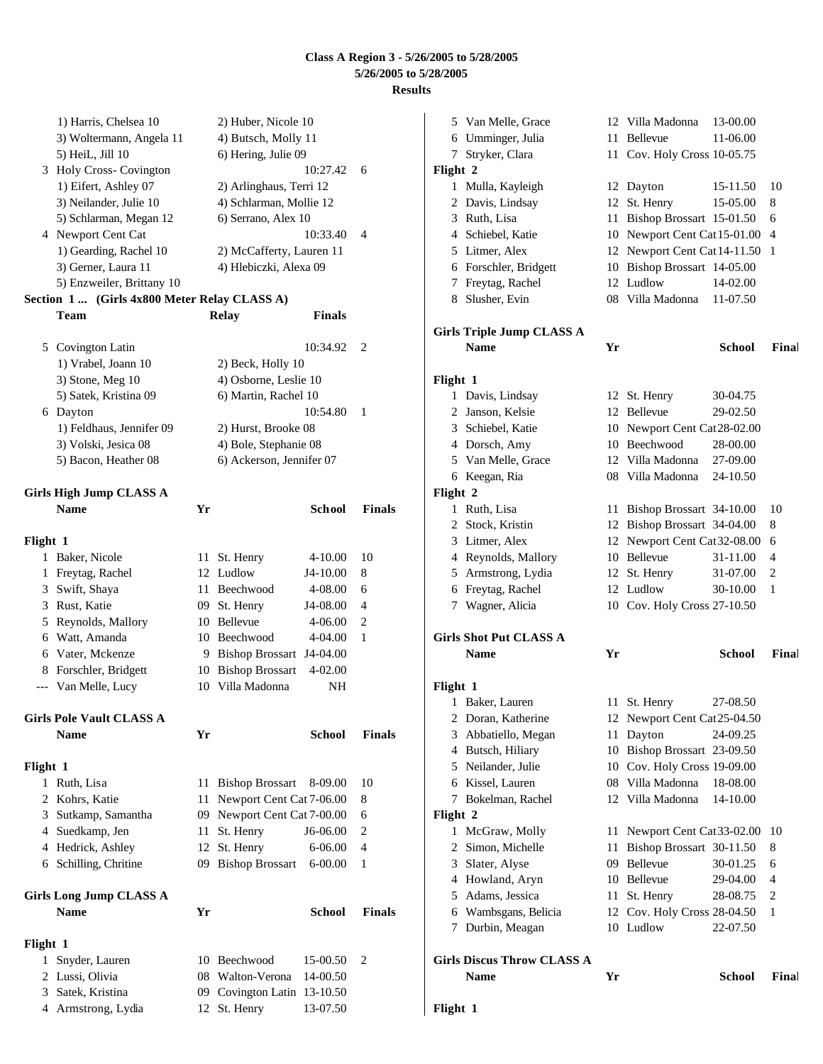# Class A Region 3 - 5/26/2005 to 5/28/2005
## 5/26/2005 to 5/28/2005
## Results

1) Harris, Chelsea 10 | 2) Huber, Nicole 10
3) Woltermann, Angela 11 | 4) Butsch, Molly 11
5) HeiL, Jill 10 | 6) Hering, Julie 09

3 Holy Cross- Covington — 10:27.42 — 6
1) Eifert, Ashley 07 | 2) Arlinghaus, Terri 12
3) Neilander, Julie 10 | 4) Schlarman, Mollie 12
5) Schlarman, Megan 12 | 6) Serrano, Alex 10

4 Newport Cent Cat — 10:33.40 — 4
1) Gearding, Rachel 10 | 2) McCafferty, Lauren 11
3) Gerner, Laura 11 | 4) Hlebiczki, Alexa 09
5) Enzweiler, Brittany 10

**Section 1 ... (Girls 4x800 Meter Relay CLASS A)**

| | Team | Relay | Finals | |
|---|---|---|---|---|
| 5 | Covington Latin | | 10:34.92 | 2 |

1) Vrabel, Joann 10 | 2) Beck, Holly 10
3) Stone, Meg 10 | 4) Osborne, Leslie 10
5) Satek, Kristina 09 | 6) Martin, Rachel 10

6 Dayton — 10:54.80 — 1
1) Feldhaus, Jennifer 09 | 2) Hurst, Brooke 08
3) Volski, Jesica 08 | 4) Bole, Stephanie 08
5) Bacon, Heather 08 | 6) Ackerson, Jennifer 07

### Girls High Jump CLASS A

| | Name | Yr | School | Finals | |
|---|---|---|---|---|---|
| **Flight 1** | | | | | |
| 1 | Baker, Nicole | 11 | St. Henry | 4-10.00 | 10 |
| 1 | Freytag, Rachel | 12 | Ludlow | J4-10.00 | 8 |
| 3 | Swift, Shaya | 11 | Beechwood | 4-08.00 | 6 |
| 3 | Rust, Katie | 09 | St. Henry | J4-08.00 | 4 |
| 5 | Reynolds, Mallory | 10 | Bellevue | 4-06.00 | 2 |
| 6 | Watt, Amanda | 10 | Beechwood | 4-04.00 | 1 |
| 6 | Vater, Mckenze | 9 | Bishop Brossart | J4-04.00 | |
| 8 | Forschler, Bridgett | 10 | Bishop Brossart | 4-02.00 | |
| --- | Van Melle, Lucy | 10 | Villa Madonna | NH | |

### Girls Pole Vault CLASS A

| | Name | Yr | School | Finals | |
|---|---|---|---|---|---|
| **Flight 1** | | | | | |
| 1 | Ruth, Lisa | 11 | Bishop Brossart | 8-09.00 | 10 |
| 2 | Kohrs, Katie | 11 | Newport Cent Cat | 7-06.00 | 8 |
| 3 | Sutkamp, Samantha | 09 | Newport Cent Cat | 7-00.00 | 6 |
| 4 | Suedkamp, Jen | 11 | St. Henry | J6-06.00 | 2 |
| 4 | Hedrick, Ashley | 12 | St. Henry | 6-06.00 | 4 |
| 6 | Schilling, Chritine | 09 | Bishop Brossart | 6-00.00 | 1 |

### Girls Long Jump CLASS A

| | Name | Yr | School | Finals | |
|---|---|---|---|---|---|
| **Flight 1** | | | | | |
| 1 | Snyder, Lauren | 10 | Beechwood | 15-00.50 | 2 |
| 2 | Lussi, Olivia | 08 | Walton-Verona | 14-00.50 | |
| 3 | Satek, Kristina | 09 | Covington Latin | 13-10.50 | |
| 4 | Armstrong, Lydia | 12 | St. Henry | 13-07.50 | |
| 5 | Van Melle, Grace | 12 | Villa Madonna | 13-00.00 | |
| 6 | Umminger, Julia | 11 | Bellevue | 11-06.00 | |
| 7 | Stryker, Clara | 11 | Cov. Holy Cross | 10-05.75 | |
| **Flight 2** | | | | | |
| 1 | Mulla, Kayleigh | 12 | Dayton | 15-11.50 | 10 |
| 2 | Davis, Lindsay | 12 | St. Henry | 15-05.00 | 8 |
| 3 | Ruth, Lisa | 11 | Bishop Brossart | 15-01.50 | 6 |
| 4 | Schiebel, Katie | 10 | Newport Cent Cat | 15-01.00 | 4 |
| 5 | Litmer, Alex | 12 | Newport Cent Cat | 14-11.50 | 1 |
| 6 | Forschler, Bridgett | 10 | Bishop Brossart | 14-05.00 | |
| 7 | Freytag, Rachel | 12 | Ludlow | 14-02.00 | |
| 8 | Slusher, Evin | 08 | Villa Madonna | 11-07.50 | |

### Girls Triple Jump CLASS A

| | Name | Yr | School | Final | |
|---|---|---|---|---|---|
| **Flight 1** | | | | | |
| 1 | Davis, Lindsay | 12 | St. Henry | 30-04.75 | |
| 2 | Janson, Kelsie | 12 | Bellevue | 29-02.50 | |
| 3 | Schiebel, Katie | 10 | Newport Cent Cat | 28-02.00 | |
| 4 | Dorsch, Amy | 10 | Beechwood | 28-00.00 | |
| 5 | Van Melle, Grace | 12 | Villa Madonna | 27-09.00 | |
| 6 | Keegan, Ria | 08 | Villa Madonna | 24-10.50 | |
| **Flight 2** | | | | | |
| 1 | Ruth, Lisa | 11 | Bishop Brossart | 34-10.00 | 10 |
| 2 | Stock, Kristin | 12 | Bishop Brossart | 34-04.00 | 8 |
| 3 | Litmer, Alex | 12 | Newport Cent Cat | 32-08.00 | 6 |
| 4 | Reynolds, Mallory | 10 | Bellevue | 31-11.00 | 4 |
| 5 | Armstrong, Lydia | 12 | St. Henry | 31-07.00 | 2 |
| 6 | Freytag, Rachel | 12 | Ludlow | 30-10.00 | 1 |
| 7 | Wagner, Alicia | 10 | Cov. Holy Cross | 27-10.50 | |

### Girls Shot Put CLASS A

| | Name | Yr | School | Final | |
|---|---|---|---|---|---|
| **Flight 1** | | | | | |
| 1 | Baker, Lauren | 11 | St. Henry | 27-08.50 | |
| 2 | Doran, Katherine | 12 | Newport Cent Cat | 25-04.50 | |
| 3 | Abbatiello, Megan | 11 | Dayton | 24-09.25 | |
| 4 | Butsch, Hiliary | 10 | Bishop Brossart | 23-09.50 | |
| 5 | Neilander, Julie | 10 | Cov. Holy Cross | 19-09.00 | |
| 6 | Kissel, Lauren | 08 | Villa Madonna | 18-08.00 | |
| 7 | Bokelman, Rachel | 12 | Villa Madonna | 14-10.00 | |
| **Flight 2** | | | | | |
| 1 | McGraw, Molly | 11 | Newport Cent Cat | 33-02.00 | 10 |
| 2 | Simon, Michelle | 11 | Bishop Brossart | 30-11.50 | 8 |
| 3 | Slater, Alyse | 09 | Bellevue | 30-01.25 | 6 |
| 4 | Howland, Aryn | 10 | Bellevue | 29-04.00 | 4 |
| 5 | Adams, Jessica | 11 | St. Henry | 28-08.75 | 2 |
| 6 | Wambsgans, Belicia | 12 | Cov. Holy Cross | 28-04.50 | 1 |
| 7 | Durbin, Meagan | 10 | Ludlow | 22-07.50 | |

### Girls Discus Throw CLASS A

| | Name | Yr | School | Final |
|---|---|---|---|---|
| **Flight 1** | | | | |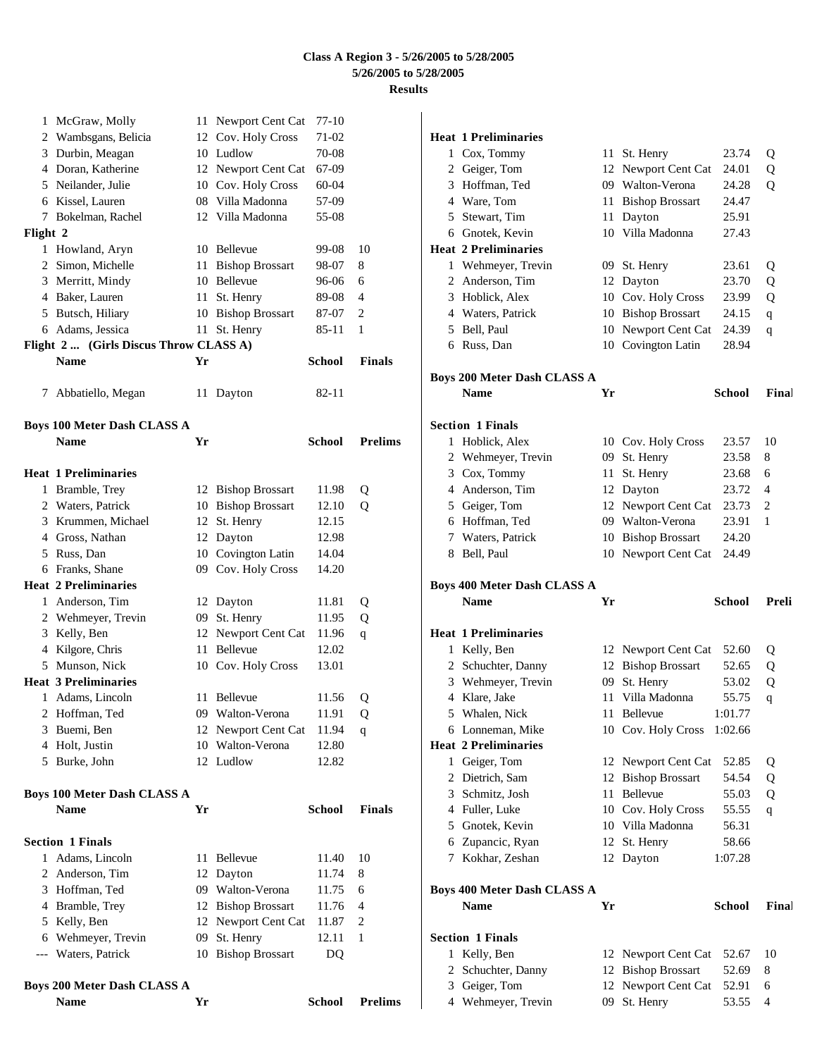# Class A Region 3 - 5/26/2005 to 5/28/2005
## 5/26/2005 to 5/28/2005
## Results

| | Name | Yr | School | Finals | |
|---|---|---|---|---|---|
| 1 | McGraw, Molly | 11 | Newport Cent Cat | 77-10 | |
| 2 | Wambsgans, Belicia | 12 | Cov. Holy Cross | 71-02 | |
| 3 | Durbin, Meagan | 10 | Ludlow | 70-08 | |
| 4 | Doran, Katherine | 12 | Newport Cent Cat | 67-09 | |
| 5 | Neilander, Julie | 10 | Cov. Holy Cross | 60-04 | |
| 6 | Kissel, Lauren | 08 | Villa Madonna | 57-09 | |
| 7 | Bokelman, Rachel | 12 | Villa Madonna | 55-08 | |

**Flight 2**

| | Name | Yr | School | Finals | |
|---|---|---|---|---|---|
| 1 | Howland, Aryn | 10 | Bellevue | 99-08 | 10 |
| 2 | Simon, Michelle | 11 | Bishop Brossart | 98-07 | 8 |
| 3 | Merritt, Mindy | 10 | Bellevue | 96-06 | 6 |
| 4 | Baker, Lauren | 11 | St. Henry | 89-08 | 4 |
| 5 | Butsch, Hiliary | 10 | Bishop Brossart | 87-07 | 2 |
| 6 | Adams, Jessica | 11 | St. Henry | 85-11 | 1 |

**Flight 2 ... (Girls Discus Throw CLASS A)**

| | Name | Yr | School | Finals |
|---|---|---|---|---|
| 7 | Abbatiello, Megan | 11 | Dayton | 82-11 |

### Boys 100 Meter Dash CLASS A

| | Name | Yr | School | Prelims | |
|---|---|---|---|---|---|
| **Heat 1 Preliminaries** | | | | | |
| 1 | Bramble, Trey | 12 | Bishop Brossart | 11.98 | Q |
| 2 | Waters, Patrick | 10 | Bishop Brossart | 12.10 | Q |
| 3 | Krummen, Michael | 12 | St. Henry | 12.15 | |
| 4 | Gross, Nathan | 12 | Dayton | 12.98 | |
| 5 | Russ, Dan | 10 | Covington Latin | 14.04 | |
| 6 | Franks, Shane | 09 | Cov. Holy Cross | 14.20 | |
| **Heat 2 Preliminaries** | | | | | |
| 1 | Anderson, Tim | 12 | Dayton | 11.81 | Q |
| 2 | Wehmeyer, Trevin | 09 | St. Henry | 11.95 | Q |
| 3 | Kelly, Ben | 12 | Newport Cent Cat | 11.96 | q |
| 4 | Kilgore, Chris | 11 | Bellevue | 12.02 | |
| 5 | Munson, Nick | 10 | Cov. Holy Cross | 13.01 | |
| **Heat 3 Preliminaries** | | | | | |
| 1 | Adams, Lincoln | 11 | Bellevue | 11.56 | Q |
| 2 | Hoffman, Ted | 09 | Walton-Verona | 11.91 | Q |
| 3 | Buemi, Ben | 12 | Newport Cent Cat | 11.94 | q |
| 4 | Holt, Justin | 10 | Walton-Verona | 12.80 | |
| 5 | Burke, John | 12 | Ludlow | 12.82 | |

### Boys 100 Meter Dash CLASS A

| | Name | Yr | School | Finals | |
|---|---|---|---|---|---|
| **Section 1 Finals** | | | | | |
| 1 | Adams, Lincoln | 11 | Bellevue | 11.40 | 10 |
| 2 | Anderson, Tim | 12 | Dayton | 11.74 | 8 |
| 3 | Hoffman, Ted | 09 | Walton-Verona | 11.75 | 6 |
| 4 | Bramble, Trey | 12 | Bishop Brossart | 11.76 | 4 |
| 5 | Kelly, Ben | 12 | Newport Cent Cat | 11.87 | 2 |
| 6 | Wehmeyer, Trevin | 09 | St. Henry | 12.11 | 1 |
| --- | Waters, Patrick | 10 | Bishop Brossart | DQ | |

### Boys 200 Meter Dash CLASS A

| | Name | Yr | School | Prelims | |
|---|---|---|---|---|---|
| **Heat 1 Preliminaries** | | | | | |
| 1 | Cox, Tommy | 11 | St. Henry | 23.74 | Q |
| 2 | Geiger, Tom | 12 | Newport Cent Cat | 24.01 | Q |
| 3 | Hoffman, Ted | 09 | Walton-Verona | 24.28 | Q |
| 4 | Ware, Tom | 11 | Bishop Brossart | 24.47 | |
| 5 | Stewart, Tim | 11 | Dayton | 25.91 | |
| 6 | Gnotek, Kevin | 10 | Villa Madonna | 27.43 | |
| **Heat 2 Preliminaries** | | | | | |
| 1 | Wehmeyer, Trevin | 09 | St. Henry | 23.61 | Q |
| 2 | Anderson, Tim | 12 | Dayton | 23.70 | Q |
| 3 | Hoblick, Alex | 10 | Cov. Holy Cross | 23.99 | Q |
| 4 | Waters, Patrick | 10 | Bishop Brossart | 24.15 | q |
| 5 | Bell, Paul | 10 | Newport Cent Cat | 24.39 | q |
| 6 | Russ, Dan | 10 | Covington Latin | 28.94 | |

### Boys 200 Meter Dash CLASS A

| | Name | Yr | School | Finals | |
|---|---|---|---|---|---|
| **Section 1 Finals** | | | | | |
| 1 | Hoblick, Alex | 10 | Cov. Holy Cross | 23.57 | 10 |
| 2 | Wehmeyer, Trevin | 09 | St. Henry | 23.58 | 8 |
| 3 | Cox, Tommy | 11 | St. Henry | 23.68 | 6 |
| 4 | Anderson, Tim | 12 | Dayton | 23.72 | 4 |
| 5 | Geiger, Tom | 12 | Newport Cent Cat | 23.73 | 2 |
| 6 | Hoffman, Ted | 09 | Walton-Verona | 23.91 | 1 |
| 7 | Waters, Patrick | 10 | Bishop Brossart | 24.20 | |
| 8 | Bell, Paul | 10 | Newport Cent Cat | 24.49 | |

### Boys 400 Meter Dash CLASS A

| | Name | Yr | School | Prelims | |
|---|---|---|---|---|---|
| **Heat 1 Preliminaries** | | | | | |
| 1 | Kelly, Ben | 12 | Newport Cent Cat | 52.60 | Q |
| 2 | Schuchter, Danny | 12 | Bishop Brossart | 52.65 | Q |
| 3 | Wehmeyer, Trevin | 09 | St. Henry | 53.02 | Q |
| 4 | Klare, Jake | 11 | Villa Madonna | 55.75 | q |
| 5 | Whalen, Nick | 11 | Bellevue | 1:01.77 | |
| 6 | Lonneman, Mike | 10 | Cov. Holy Cross | 1:02.66 | |
| **Heat 2 Preliminaries** | | | | | |
| 1 | Geiger, Tom | 12 | Newport Cent Cat | 52.85 | Q |
| 2 | Dietrich, Sam | 12 | Bishop Brossart | 54.54 | Q |
| 3 | Schmitz, Josh | 11 | Bellevue | 55.03 | Q |
| 4 | Fuller, Luke | 10 | Cov. Holy Cross | 55.55 | q |
| 5 | Gnotek, Kevin | 10 | Villa Madonna | 56.31 | |
| 6 | Zupancic, Ryan | 12 | St. Henry | 58.66 | |
| 7 | Kokhar, Zeshan | 12 | Dayton | 1:07.28 | |

### Boys 400 Meter Dash CLASS A

| | Name | Yr | School | Finals | |
|---|---|---|---|---|---|
| **Section 1 Finals** | | | | | |
| 1 | Kelly, Ben | 12 | Newport Cent Cat | 52.67 | 10 |
| 2 | Schuchter, Danny | 12 | Bishop Brossart | 52.69 | 8 |
| 3 | Geiger, Tom | 12 | Newport Cent Cat | 52.91 | 6 |
| 4 | Wehmeyer, Trevin | 09 | St. Henry | 53.55 | 4 |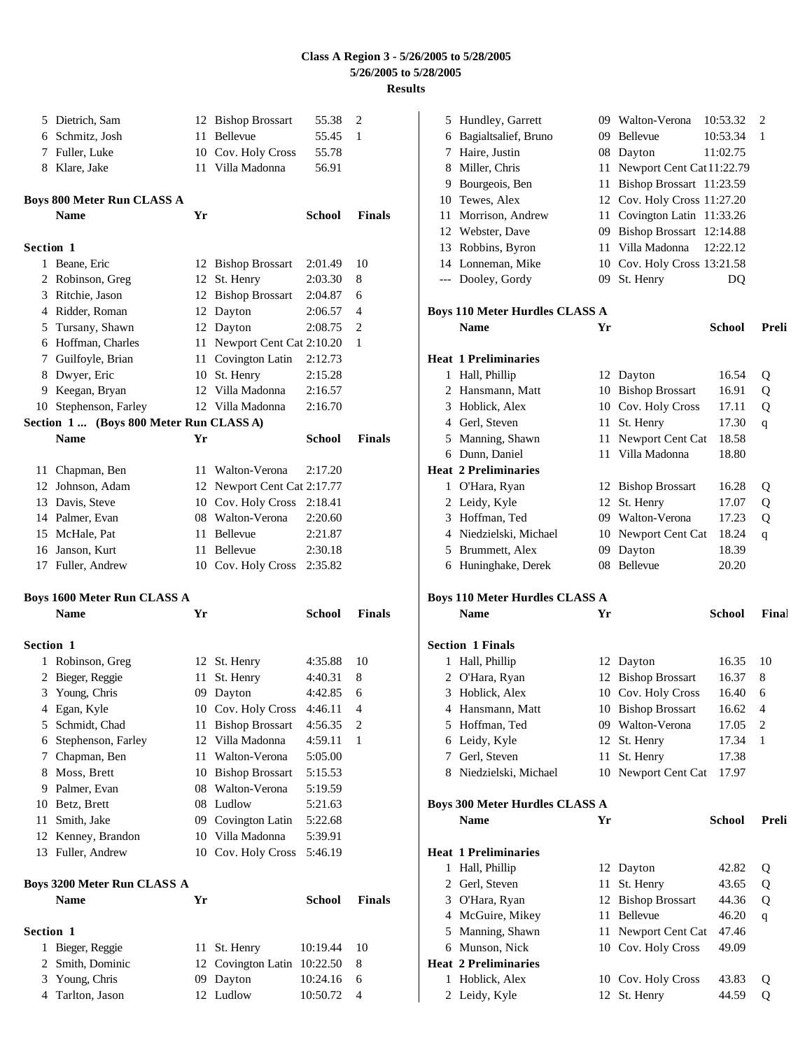# Class A Region 3 - 5/26/2005 to 5/28/2005

**5/26/2005 to 5/28/2005**

**Results**

| | Name | Yr | School | Finals | Points |
|---|---|---|---|---|---|
| 5 | Dietrich, Sam | 12 | Bishop Brossart | 55.38 | 2 |
| 6 | Schmitz, Josh | 11 | Bellevue | 55.45 | 1 |
| 7 | Fuller, Luke | 10 | Cov. Holy Cross | 55.78 | |
| 8 | Klare, Jake | 11 | Villa Madonna | 56.91 | |

### Boys 800 Meter Run CLASS A

| | Name | Yr | School | Finals | Points |
|---|---|---|---|---|---|
| **Section 1** | | | | | |
| 1 | Beane, Eric | 12 | Bishop Brossart | 2:01.49 | 10 |
| 2 | Robinson, Greg | 12 | St. Henry | 2:03.30 | 8 |
| 3 | Ritchie, Jason | 12 | Bishop Brossart | 2:04.87 | 6 |
| 4 | Ridder, Roman | 12 | Dayton | 2:06.57 | 4 |
| 5 | Tursany, Shawn | 12 | Dayton | 2:08.75 | 2 |
| 6 | Hoffman, Charles | 11 | Newport Cent Cat | 2:10.20 | 1 |
| 7 | Guilfoyle, Brian | 11 | Covington Latin | 2:12.73 | |
| 8 | Dwyer, Eric | 10 | St. Henry | 2:15.28 | |
| 9 | Keegan, Bryan | 12 | Villa Madonna | 2:16.57 | |
| 10 | Stephenson, Farley | 12 | Villa Madonna | 2:16.70 | |
| **Section 1 ... (Boys 800 Meter Run CLASS A)** | | | | | |
| 11 | Chapman, Ben | 11 | Walton-Verona | 2:17.20 | |
| 12 | Johnson, Adam | 12 | Newport Cent Cat | 2:17.77 | |
| 13 | Davis, Steve | 10 | Cov. Holy Cross | 2:18.41 | |
| 14 | Palmer, Evan | 08 | Walton-Verona | 2:20.60 | |
| 15 | McHale, Pat | 11 | Bellevue | 2:21.87 | |
| 16 | Janson, Kurt | 11 | Bellevue | 2:30.18 | |
| 17 | Fuller, Andrew | 10 | Cov. Holy Cross | 2:35.82 | |

### Boys 1600 Meter Run CLASS A

| | Name | Yr | School | Finals | Points |
|---|---|---|---|---|---|
| **Section 1** | | | | | |
| 1 | Robinson, Greg | 12 | St. Henry | 4:35.88 | 10 |
| 2 | Bieger, Reggie | 11 | St. Henry | 4:40.31 | 8 |
| 3 | Young, Chris | 09 | Dayton | 4:42.85 | 6 |
| 4 | Egan, Kyle | 10 | Cov. Holy Cross | 4:46.11 | 4 |
| 5 | Schmidt, Chad | 11 | Bishop Brossart | 4:56.35 | 2 |
| 6 | Stephenson, Farley | 12 | Villa Madonna | 4:59.11 | 1 |
| 7 | Chapman, Ben | 11 | Walton-Verona | 5:05.00 | |
| 8 | Moss, Brett | 10 | Bishop Brossart | 5:15.53 | |
| 9 | Palmer, Evan | 08 | Walton-Verona | 5:19.59 | |
| 10 | Betz, Brett | 08 | Ludlow | 5:21.63 | |
| 11 | Smith, Jake | 09 | Covington Latin | 5:22.68 | |
| 12 | Kenney, Brandon | 10 | Villa Madonna | 5:39.91 | |
| 13 | Fuller, Andrew | 10 | Cov. Holy Cross | 5:46.19 | |

### Boys 3200 Meter Run CLASS A

| | Name | Yr | School | Finals | Points |
|---|---|---|---|---|---|
| **Section 1** | | | | | |
| 1 | Bieger, Reggie | 11 | St. Henry | 10:19.44 | 10 |
| 2 | Smith, Dominic | 12 | Covington Latin | 10:22.50 | 8 |
| 3 | Young, Chris | 09 | Dayton | 10:24.16 | 6 |
| 4 | Tarlton, Jason | 12 | Ludlow | 10:50.72 | 4 |
| 5 | Hundley, Garrett | 09 | Walton-Verona | 10:53.32 | 2 |
| 6 | Bagialtsalief, Bruno | 09 | Bellevue | 10:53.34 | 1 |
| 7 | Haire, Justin | 08 | Dayton | 11:02.75 | |
| 8 | Miller, Chris | 11 | Newport Cent Cat | 11:22.79 | |
| 9 | Bourgeois, Ben | 11 | Bishop Brossart | 11:23.59 | |
| 10 | Tewes, Alex | 12 | Cov. Holy Cross | 11:27.20 | |
| 11 | Morrison, Andrew | 11 | Covington Latin | 11:33.26 | |
| 12 | Webster, Dave | 09 | Bishop Brossart | 12:14.88 | |
| 13 | Robbins, Byron | 11 | Villa Madonna | 12:22.12 | |
| 14 | Lonneman, Mike | 10 | Cov. Holy Cross | 13:21.58 | |
| --- | Dooley, Gordy | 09 | St. Henry | DQ | |

### Boys 110 Meter Hurdles CLASS A

| | Name | Yr | School | Prelims | |
|---|---|---|---|---|---|
| **Heat 1 Preliminaries** | | | | | |
| 1 | Hall, Phillip | 12 | Dayton | 16.54 | Q |
| 2 | Hansmann, Matt | 10 | Bishop Brossart | 16.91 | Q |
| 3 | Hoblick, Alex | 10 | Cov. Holy Cross | 17.11 | Q |
| 4 | Gerl, Steven | 11 | St. Henry | 17.30 | q |
| 5 | Manning, Shawn | 11 | Newport Cent Cat | 18.58 | |
| 6 | Dunn, Daniel | 11 | Villa Madonna | 18.80 | |
| **Heat 2 Preliminaries** | | | | | |
| 1 | O'Hara, Ryan | 12 | Bishop Brossart | 16.28 | Q |
| 2 | Leidy, Kyle | 12 | St. Henry | 17.07 | Q |
| 3 | Hoffman, Ted | 09 | Walton-Verona | 17.23 | Q |
| 4 | Niedzielski, Michael | 10 | Newport Cent Cat | 18.24 | q |
| 5 | Brummett, Alex | 09 | Dayton | 18.39 | |
| 6 | Huninghake, Derek | 08 | Bellevue | 20.20 | |

### Boys 110 Meter Hurdles CLASS A

| | Name | Yr | School | Finals | Points |
|---|---|---|---|---|---|
| **Section 1 Finals** | | | | | |
| 1 | Hall, Phillip | 12 | Dayton | 16.35 | 10 |
| 2 | O'Hara, Ryan | 12 | Bishop Brossart | 16.37 | 8 |
| 3 | Hoblick, Alex | 10 | Cov. Holy Cross | 16.40 | 6 |
| 4 | Hansmann, Matt | 10 | Bishop Brossart | 16.62 | 4 |
| 5 | Hoffman, Ted | 09 | Walton-Verona | 17.05 | 2 |
| 6 | Leidy, Kyle | 12 | St. Henry | 17.34 | 1 |
| 7 | Gerl, Steven | 11 | St. Henry | 17.38 | |
| 8 | Niedzielski, Michael | 10 | Newport Cent Cat | 17.97 | |

### Boys 300 Meter Hurdles CLASS A

| | Name | Yr | School | Prelims | |
|---|---|---|---|---|---|
| **Heat 1 Preliminaries** | | | | | |
| 1 | Hall, Phillip | 12 | Dayton | 42.82 | Q |
| 2 | Gerl, Steven | 11 | St. Henry | 43.65 | Q |
| 3 | O'Hara, Ryan | 12 | Bishop Brossart | 44.36 | Q |
| 4 | McGuire, Mikey | 11 | Bellevue | 46.20 | q |
| 5 | Manning, Shawn | 11 | Newport Cent Cat | 47.46 | |
| 6 | Munson, Nick | 10 | Cov. Holy Cross | 49.09 | |
| **Heat 2 Preliminaries** | | | | | |
| 1 | Hoblick, Alex | 10 | Cov. Holy Cross | 43.83 | Q |
| 2 | Leidy, Kyle | 12 | St. Henry | 44.59 | Q |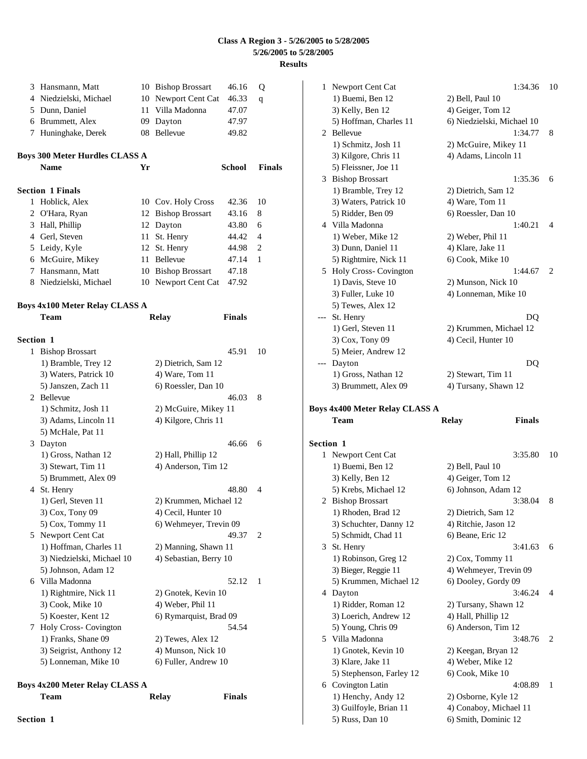# Class A Region 3 - 5/26/2005 to 5/28/2005

## 5/26/2005 to 5/28/2005

## Results

| | Name | Yr | School | Finals | |
|---|---|---|---|---|---|
| 3 | Hansmann, Matt | 10 | Bishop Brossart | 46.16 | Q |
| 4 | Niedzielski, Michael | 10 | Newport Cent Cat | 46.33 | q |
| 5 | Dunn, Daniel | 11 | Villa Madonna | 47.07 | |
| 6 | Brummett, Alex | 09 | Dayton | 47.97 | |
| 7 | Huninghake, Derek | 08 | Bellevue | 49.82 | |

### Boys 300 Meter Hurdles CLASS A

**Section 1 Finals**

| | Name | Yr | School | Finals | Points |
|---|---|---|---|---|---|
| 1 | Hoblick, Alex | 10 | Cov. Holy Cross | 42.36 | 10 |
| 2 | O'Hara, Ryan | 12 | Bishop Brossart | 43.16 | 8 |
| 3 | Hall, Phillip | 12 | Dayton | 43.80 | 6 |
| 4 | Gerl, Steven | 11 | St. Henry | 44.42 | 4 |
| 5 | Leidy, Kyle | 12 | St. Henry | 44.98 | 2 |
| 6 | McGuire, Mikey | 11 | Bellevue | 47.14 | 1 |
| 7 | Hansmann, Matt | 10 | Bishop Brossart | 47.18 | |
| 8 | Niedzielski, Michael | 10 | Newport Cent Cat | 47.92 | |

### Boys 4x100 Meter Relay CLASS A

**Section 1**

| | Team | Relay | Finals | Points |
|---|---|---|---|---|
| 1 | Bishop Brossart | | 45.91 | 10 |
| | 1) Bramble, Trey 12 | 2) Dietrich, Sam 12 | | |
| | 3) Waters, Patrick 10 | 4) Ware, Tom 11 | | |
| | 5) Janszen, Zach 11 | 6) Roessler, Dan 10 | | |
| 2 | Bellevue | | 46.03 | 8 |
| | 1) Schmitz, Josh 11 | 2) McGuire, Mikey 11 | | |
| | 3) Adams, Lincoln 11 | 4) Kilgore, Chris 11 | | |
| | 5) McHale, Pat 11 | | | |
| 3 | Dayton | | 46.66 | 6 |
| | 1) Gross, Nathan 12 | 2) Hall, Phillip 12 | | |
| | 3) Stewart, Tim 11 | 4) Anderson, Tim 12 | | |
| | 5) Brummett, Alex 09 | | | |
| 4 | St. Henry | | 48.80 | 4 |
| | 1) Gerl, Steven 11 | 2) Krummen, Michael 12 | | |
| | 3) Cox, Tony 09 | 4) Cecil, Hunter 10 | | |
| | 5) Cox, Tommy 11 | 6) Wehmeyer, Trevin 09 | | |
| 5 | Newport Cent Cat | | 49.37 | 2 |
| | 1) Hoffman, Charles 11 | 2) Manning, Shawn 11 | | |
| | 3) Niedzielski, Michael 10 | 4) Sebastian, Berry 10 | | |
| | 5) Johnson, Adam 12 | | | |
| 6 | Villa Madonna | | 52.12 | 1 |
| | 1) Rightmire, Nick 11 | 2) Gnotek, Kevin 10 | | |
| | 3) Cook, Mike 10 | 4) Weber, Phil 11 | | |
| | 5) Koester, Kent 12 | 6) Rymarquist, Brad 09 | | |
| 7 | Holy Cross- Covington | | 54.54 | |
| | 1) Franks, Shane 09 | 2) Tewes, Alex 12 | | |
| | 3) Seigrist, Anthony 12 | 4) Munson, Nick 10 | | |
| | 5) Lonneman, Mike 10 | 6) Fuller, Andrew 10 | | |

### Boys 4x200 Meter Relay CLASS A

**Section 1**

| | Team | Relay | Finals | Points |
|---|---|---|---|---|
| 1 | Newport Cent Cat | | 1:34.36 | 10 |
| | 1) Buemi, Ben 12 | 2) Bell, Paul 10 | | |
| | 3) Kelly, Ben 12 | 4) Geiger, Tom 12 | | |
| | 5) Hoffman, Charles 11 | 6) Niedzielski, Michael 10 | | |
| 2 | Bellevue | | 1:34.77 | 8 |
| | 1) Schmitz, Josh 11 | 2) McGuire, Mikey 11 | | |
| | 3) Kilgore, Chris 11 | 4) Adams, Lincoln 11 | | |
| | 5) Fleissner, Joe 11 | | | |
| 3 | Bishop Brossart | | 1:35.36 | 6 |
| | 1) Bramble, Trey 12 | 2) Dietrich, Sam 12 | | |
| | 3) Waters, Patrick 10 | 4) Ware, Tom 11 | | |
| | 5) Ridder, Ben 09 | 6) Roessler, Dan 10 | | |
| 4 | Villa Madonna | | 1:40.21 | 4 |
| | 1) Weber, Mike 12 | 2) Weber, Phil 11 | | |
| | 3) Dunn, Daniel 11 | 4) Klare, Jake 11 | | |
| | 5) Rightmire, Nick 11 | 6) Cook, Mike 10 | | |
| 5 | Holy Cross- Covington | | 1:44.67 | 2 |
| | 1) Davis, Steve 10 | 2) Munson, Nick 10 | | |
| | 3) Fuller, Luke 10 | 4) Lonneman, Mike 10 | | |
| | 5) Tewes, Alex 12 | | | |
| --- | St. Henry | | DQ | |
| | 1) Gerl, Steven 11 | 2) Krummen, Michael 12 | | |
| | 3) Cox, Tony 09 | 4) Cecil, Hunter 10 | | |
| | 5) Meier, Andrew 12 | | | |
| --- | Dayton | | DQ | |
| | 1) Gross, Nathan 12 | 2) Stewart, Tim 11 | | |
| | 3) Brummett, Alex 09 | 4) Tursany, Shawn 12 | | |

### Boys 4x400 Meter Relay CLASS A

**Section 1**

| | Team | Relay | Finals | Points |
|---|---|---|---|---|
| 1 | Newport Cent Cat | | 3:35.80 | 10 |
| | 1) Buemi, Ben 12 | 2) Bell, Paul 10 | | |
| | 3) Kelly, Ben 12 | 4) Geiger, Tom 12 | | |
| | 5) Krebs, Michael 12 | 6) Johnson, Adam 12 | | |
| 2 | Bishop Brossart | | 3:38.04 | 8 |
| | 1) Rhoden, Brad 12 | 2) Dietrich, Sam 12 | | |
| | 3) Schuchter, Danny 12 | 4) Ritchie, Jason 12 | | |
| | 5) Schmidt, Chad 11 | 6) Beane, Eric 12 | | |
| 3 | St. Henry | | 3:41.63 | 6 |
| | 1) Robinson, Greg 12 | 2) Cox, Tommy 11 | | |
| | 3) Bieger, Reggie 11 | 4) Wehmeyer, Trevin 09 | | |
| | 5) Krummen, Michael 12 | 6) Dooley, Gordy 09 | | |
| 4 | Dayton | | 3:46.24 | 4 |
| | 1) Ridder, Roman 12 | 2) Tursany, Shawn 12 | | |
| | 3) Loerich, Andrew 12 | 4) Hall, Phillip 12 | | |
| | 5) Young, Chris 09 | 6) Anderson, Tim 12 | | |
| 5 | Villa Madonna | | 3:48.76 | 2 |
| | 1) Gnotek, Kevin 10 | 2) Keegan, Bryan 12 | | |
| | 3) Klare, Jake 11 | 4) Weber, Mike 12 | | |
| | 5) Stephenson, Farley 12 | 6) Cook, Mike 10 | | |
| 6 | Covington Latin | | 4:08.89 | 1 |
| | 1) Henchy, Andy 12 | 2) Osborne, Kyle 12 | | |
| | 3) Guilfoyle, Brian 11 | 4) Conaboy, Michael 11 | | |
| | 5) Russ, Dan 10 | 6) Smith, Dominic 12 | | |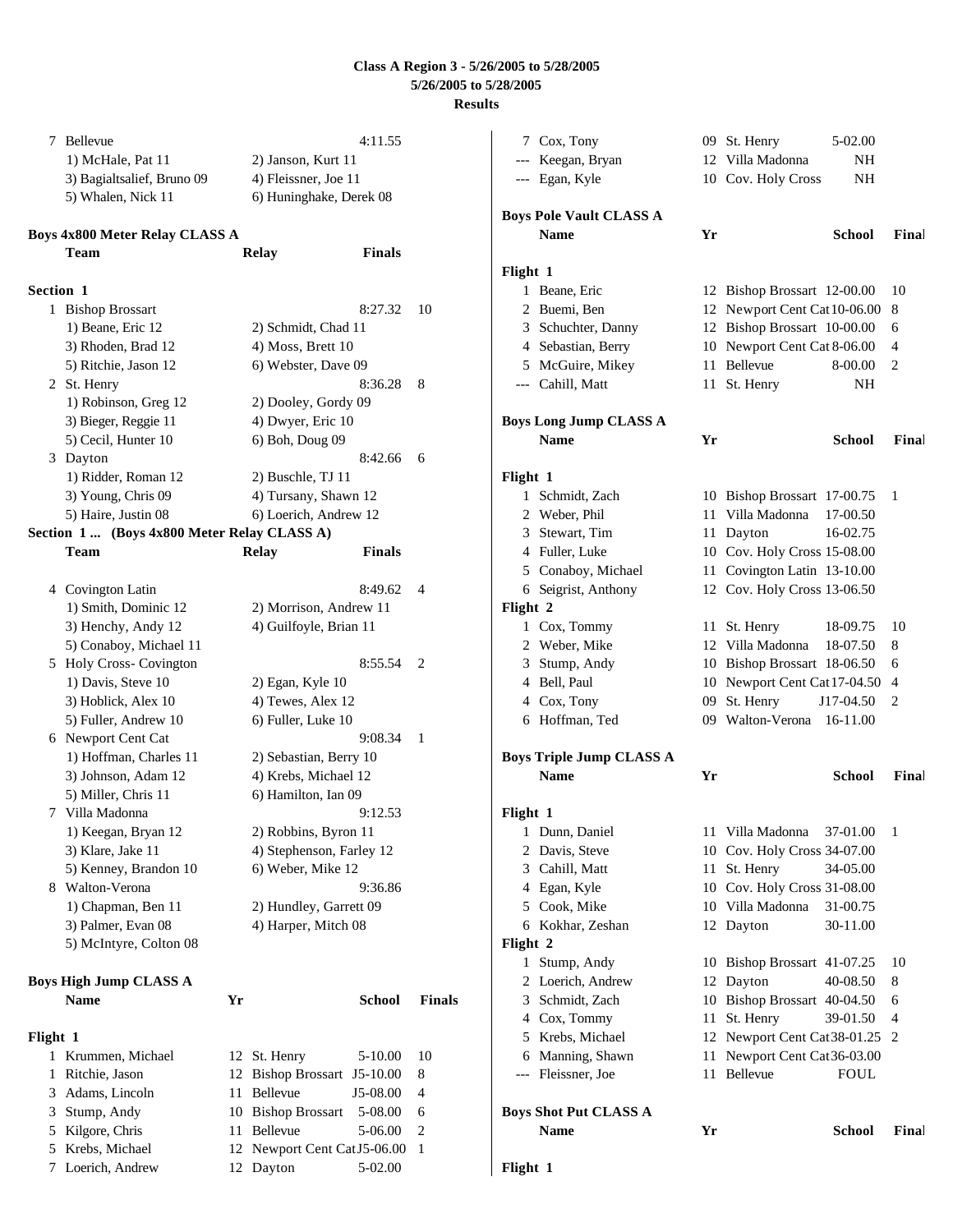# Class A Region 3 - 5/26/2005 to 5/28/2005
## 5/26/2005 to 5/28/2005
## Results

| | Team | Relay | Finals | |
|---|---|---|---|---|
| 7 | Bellevue | | 4:11.55 | |
| | 1) McHale, Pat 11 | 2) Janson, Kurt 11 | | |
| | 3) Bagialtsalief, Bruno 09 | 4) Fleissner, Joe 11 | | |
| | 5) Whalen, Nick 11 | 6) Huninghake, Derek 08 | | |

**Boys 4x800 Meter Relay CLASS A**

| | Team | Relay | Finals | |
|---|---|---|---|---|
| **Section 1** | | | | |
| 1 | Bishop Brossart | | 8:27.32 | 10 |
| | 1) Beane, Eric 12 | 2) Schmidt, Chad 11 | | |
| | 3) Rhoden, Brad 12 | 4) Moss, Brett 10 | | |
| | 5) Ritchie, Jason 12 | 6) Webster, Dave 09 | | |
| 2 | St. Henry | | 8:36.28 | 8 |
| | 1) Robinson, Greg 12 | 2) Dooley, Gordy 09 | | |
| | 3) Bieger, Reggie 11 | 4) Dwyer, Eric 10 | | |
| | 5) Cecil, Hunter 10 | 6) Boh, Doug 09 | | |
| 3 | Dayton | | 8:42.66 | 6 |
| | 1) Ridder, Roman 12 | 2) Buschle, TJ 11 | | |
| | 3) Young, Chris 09 | 4) Tursany, Shawn 12 | | |
| | 5) Haire, Justin 08 | 6) Loerich, Andrew 12 | | |

**Section 1 ... (Boys 4x800 Meter Relay CLASS A)**

| | Team | Relay | Finals | |
|---|---|---|---|---|
| 4 | Covington Latin | | 8:49.62 | 4 |
| | 1) Smith, Dominic 12 | 2) Morrison, Andrew 11 | | |
| | 3) Henchy, Andy 12 | 4) Guilfoyle, Brian 11 | | |
| | 5) Conaboy, Michael 11 | | | |
| 5 | Holy Cross- Covington | | 8:55.54 | 2 |
| | 1) Davis, Steve 10 | 2) Egan, Kyle 10 | | |
| | 3) Hoblick, Alex 10 | 4) Tewes, Alex 12 | | |
| | 5) Fuller, Andrew 10 | 6) Fuller, Luke 10 | | |
| 6 | Newport Cent Cat | | 9:08.34 | 1 |
| | 1) Hoffman, Charles 11 | 2) Sebastian, Berry 10 | | |
| | 3) Johnson, Adam 12 | 4) Krebs, Michael 12 | | |
| | 5) Miller, Chris 11 | 6) Hamilton, Ian 09 | | |
| 7 | Villa Madonna | | 9:12.53 | |
| | 1) Keegan, Bryan 12 | 2) Robbins, Byron 11 | | |
| | 3) Klare, Jake 11 | 4) Stephenson, Farley 12 | | |
| | 5) Kenney, Brandon 10 | 6) Weber, Mike 12 | | |
| 8 | Walton-Verona | | 9:36.86 | |
| | 1) Chapman, Ben 11 | 2) Hundley, Garrett 09 | | |
| | 3) Palmer, Evan 08 | 4) Harper, Mitch 08 | | |
| | 5) McIntyre, Colton 08 | | | |

**Boys High Jump CLASS A**

| | Name | Yr | School | Finals | |
|---|---|---|---|---|---|
| **Flight 1** | | | | | |
| 1 | Krummen, Michael | 12 | St. Henry | 5-10.00 | 10 |
| 1 | Ritchie, Jason | 12 | Bishop Brossart | J5-10.00 | 8 |
| 3 | Adams, Lincoln | 11 | Bellevue | J5-08.00 | 4 |
| 3 | Stump, Andy | 10 | Bishop Brossart | 5-08.00 | 6 |
| 5 | Kilgore, Chris | 11 | Bellevue | 5-06.00 | 2 |
| 5 | Krebs, Michael | 12 | Newport Cent Cat | J5-06.00 | 1 |
| 7 | Loerich, Andrew | 12 | Dayton | 5-02.00 | |
| 7 | Cox, Tony | 09 | St. Henry | 5-02.00 | |
| --- | Keegan, Bryan | 12 | Villa Madonna | NH | |
| --- | Egan, Kyle | 10 | Cov. Holy Cross | NH | |

**Boys Pole Vault CLASS A**

| | Name | Yr | School | Finals | |
|---|---|---|---|---|---|
| **Flight 1** | | | | | |
| 1 | Beane, Eric | 12 | Bishop Brossart | 12-00.00 | 10 |
| 2 | Buemi, Ben | 12 | Newport Cent Cat | 10-06.00 | 8 |
| 3 | Schuchter, Danny | 12 | Bishop Brossart | 10-00.00 | 6 |
| 4 | Sebastian, Berry | 10 | Newport Cent Cat | 8-06.00 | 4 |
| 5 | McGuire, Mikey | 11 | Bellevue | 8-00.00 | 2 |
| --- | Cahill, Matt | 11 | St. Henry | NH | |

**Boys Long Jump CLASS A**

| | Name | Yr | School | Finals | |
|---|---|---|---|---|---|
| **Flight 1** | | | | | |
| 1 | Schmidt, Zach | 10 | Bishop Brossart | 17-00.75 | 1 |
| 2 | Weber, Phil | 11 | Villa Madonna | 17-00.50 | |
| 3 | Stewart, Tim | 11 | Dayton | 16-02.75 | |
| 4 | Fuller, Luke | 10 | Cov. Holy Cross | 15-08.00 | |
| 5 | Conaboy, Michael | 11 | Covington Latin | 13-10.00 | |
| 6 | Seigrist, Anthony | 12 | Cov. Holy Cross | 13-06.50 | |
| **Flight 2** | | | | | |
| 1 | Cox, Tommy | 11 | St. Henry | 18-09.75 | 10 |
| 2 | Weber, Mike | 12 | Villa Madonna | 18-07.50 | 8 |
| 3 | Stump, Andy | 10 | Bishop Brossart | 18-06.50 | 6 |
| 4 | Bell, Paul | 10 | Newport Cent Cat | 17-04.50 | 4 |
| 4 | Cox, Tony | 09 | St. Henry | J17-04.50 | 2 |
| 6 | Hoffman, Ted | 09 | Walton-Verona | 16-11.00 | |

**Boys Triple Jump CLASS A**

| | Name | Yr | School | Finals | |
|---|---|---|---|---|---|
| **Flight 1** | | | | | |
| 1 | Dunn, Daniel | 11 | Villa Madonna | 37-01.00 | 1 |
| 2 | Davis, Steve | 10 | Cov. Holy Cross | 34-07.00 | |
| 3 | Cahill, Matt | 11 | St. Henry | 34-05.00 | |
| 4 | Egan, Kyle | 10 | Cov. Holy Cross | 31-08.00 | |
| 5 | Cook, Mike | 10 | Villa Madonna | 31-00.75 | |
| 6 | Kokhar, Zeshan | 12 | Dayton | 30-11.00 | |
| **Flight 2** | | | | | |
| 1 | Stump, Andy | 10 | Bishop Brossart | 41-07.25 | 10 |
| 2 | Loerich, Andrew | 12 | Dayton | 40-08.50 | 8 |
| 3 | Schmidt, Zach | 10 | Bishop Brossart | 40-04.50 | 6 |
| 4 | Cox, Tommy | 11 | St. Henry | 39-01.50 | 4 |
| 5 | Krebs, Michael | 12 | Newport Cent Cat | 38-01.25 | 2 |
| 6 | Manning, Shawn | 11 | Newport Cent Cat | 36-03.00 | |
| --- | Fleissner, Joe | 11 | Bellevue | FOUL | |

**Boys Shot Put CLASS A**

| | Name | Yr | School | Finals |
|---|---|---|---|---|
| **Flight 1** | | | | |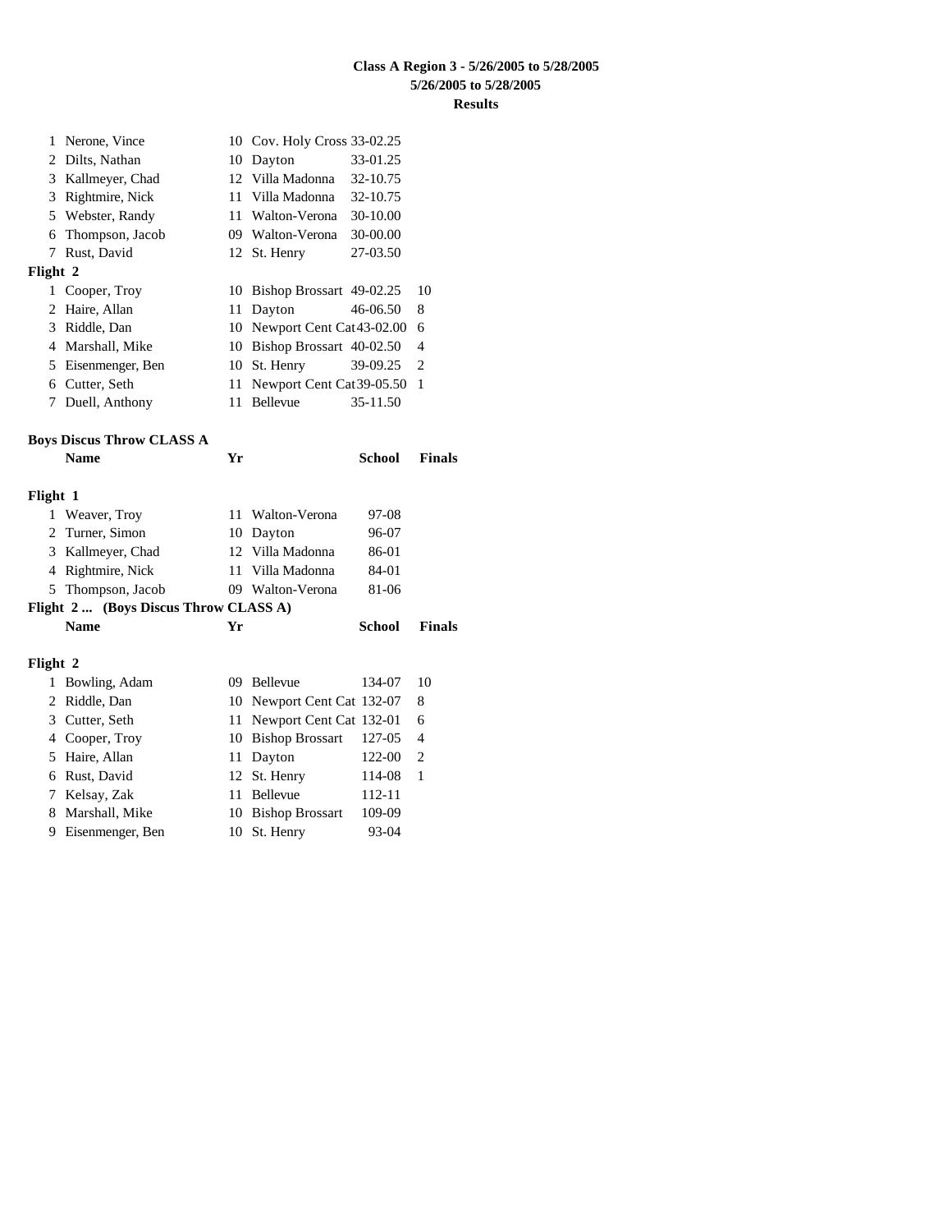**Class A Region 3 - 5/26/2005 to 5/28/2005**
**5/26/2005 to 5/28/2005**
**Results**

| | | | | | |
|---|---|---|---|---|---|
| 1 | Nerone, Vince | 10 | Cov. Holy Cross | 33-02.25 | |
| 2 | Dilts, Nathan | 10 | Dayton | 33-01.25 | |
| 3 | Kallmeyer, Chad | 12 | Villa Madonna | 32-10.75 | |
| 3 | Rightmire, Nick | 11 | Villa Madonna | 32-10.75 | |
| 5 | Webster, Randy | 11 | Walton-Verona | 30-10.00 | |
| 6 | Thompson, Jacob | 09 | Walton-Verona | 30-00.00 | |
| 7 | Rust, David | 12 | St. Henry | 27-03.50 | |

**Flight 2**

| | | | | | |
|---|---|---|---|---|---|
| 1 | Cooper, Troy | 10 | Bishop Brossart | 49-02.25 | 10 |
| 2 | Haire, Allan | 11 | Dayton | 46-06.50 | 8 |
| 3 | Riddle, Dan | 10 | Newport Cent Cat | 43-02.00 | 6 |
| 4 | Marshall, Mike | 10 | Bishop Brossart | 40-02.50 | 4 |
| 5 | Eisenmenger, Ben | 10 | St. Henry | 39-09.25 | 2 |
| 6 | Cutter, Seth | 11 | Newport Cent Cat | 39-05.50 | 1 |
| 7 | Duell, Anthony | 11 | Bellevue | 35-11.50 | |

**Boys Discus Throw CLASS A**

**Flight 1**

| | Name | Yr | School | Finals | |
|---|---|---|---|---|---|
| 1 | Weaver, Troy | 11 | Walton-Verona | 97-08 | |
| 2 | Turner, Simon | 10 | Dayton | 96-07 | |
| 3 | Kallmeyer, Chad | 12 | Villa Madonna | 86-01 | |
| 4 | Rightmire, Nick | 11 | Villa Madonna | 84-01 | |
| 5 | Thompson, Jacob | 09 | Walton-Verona | 81-06 | |

**Flight 2 ... (Boys Discus Throw CLASS A)**

**Flight 2**

| | Name | Yr | School | Finals | |
|---|---|---|---|---|---|
| 1 | Bowling, Adam | 09 | Bellevue | 134-07 | 10 |
| 2 | Riddle, Dan | 10 | Newport Cent Cat | 132-07 | 8 |
| 3 | Cutter, Seth | 11 | Newport Cent Cat | 132-01 | 6 |
| 4 | Cooper, Troy | 10 | Bishop Brossart | 127-05 | 4 |
| 5 | Haire, Allan | 11 | Dayton | 122-00 | 2 |
| 6 | Rust, David | 12 | St. Henry | 114-08 | 1 |
| 7 | Kelsay, Zak | 11 | Bellevue | 112-11 | |
| 8 | Marshall, Mike | 10 | Bishop Brossart | 109-09 | |
| 9 | Eisenmenger, Ben | 10 | St. Henry | 93-04 | |